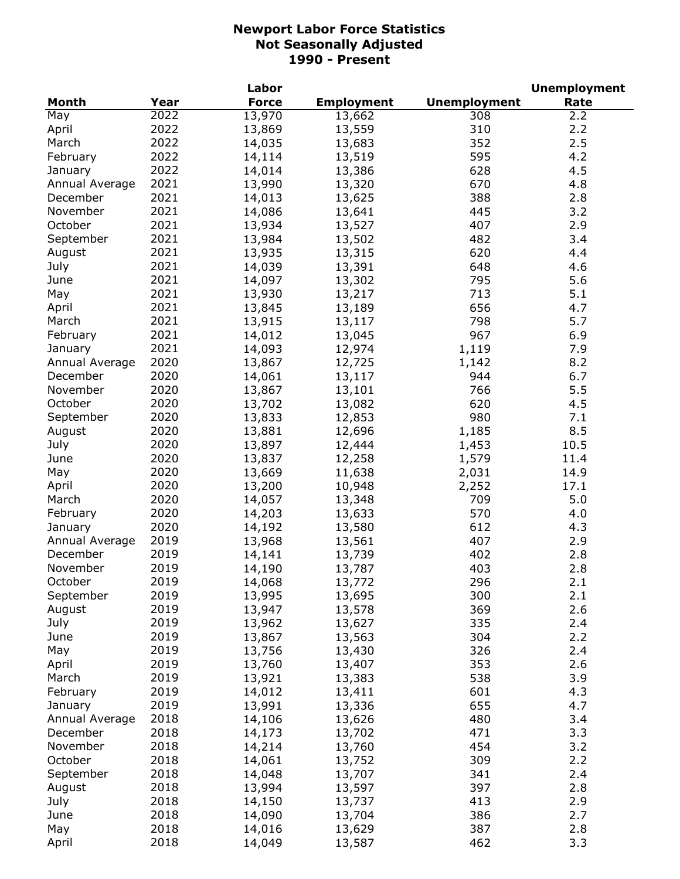# Newport Labor Force Statistics
## Not Seasonally Adjusted
## 1990 - Present

| Month | Year | Labor Force | Employment | Unemployment | Unemployment Rate |
|---|---|---|---|---|---|
| May | 2022 | 13,970 | 13,662 | 308 | 2.2 |
| April | 2022 | 13,869 | 13,559 | 310 | 2.2 |
| March | 2022 | 14,035 | 13,683 | 352 | 2.5 |
| February | 2022 | 14,114 | 13,519 | 595 | 4.2 |
| January | 2022 | 14,014 | 13,386 | 628 | 4.5 |
| Annual Average | 2021 | 13,990 | 13,320 | 670 | 4.8 |
| December | 2021 | 14,013 | 13,625 | 388 | 2.8 |
| November | 2021 | 14,086 | 13,641 | 445 | 3.2 |
| October | 2021 | 13,934 | 13,527 | 407 | 2.9 |
| September | 2021 | 13,984 | 13,502 | 482 | 3.4 |
| August | 2021 | 13,935 | 13,315 | 620 | 4.4 |
| July | 2021 | 14,039 | 13,391 | 648 | 4.6 |
| June | 2021 | 14,097 | 13,302 | 795 | 5.6 |
| May | 2021 | 13,930 | 13,217 | 713 | 5.1 |
| April | 2021 | 13,845 | 13,189 | 656 | 4.7 |
| March | 2021 | 13,915 | 13,117 | 798 | 5.7 |
| February | 2021 | 14,012 | 13,045 | 967 | 6.9 |
| January | 2021 | 14,093 | 12,974 | 1,119 | 7.9 |
| Annual Average | 2020 | 13,867 | 12,725 | 1,142 | 8.2 |
| December | 2020 | 14,061 | 13,117 | 944 | 6.7 |
| November | 2020 | 13,867 | 13,101 | 766 | 5.5 |
| October | 2020 | 13,702 | 13,082 | 620 | 4.5 |
| September | 2020 | 13,833 | 12,853 | 980 | 7.1 |
| August | 2020 | 13,881 | 12,696 | 1,185 | 8.5 |
| July | 2020 | 13,897 | 12,444 | 1,453 | 10.5 |
| June | 2020 | 13,837 | 12,258 | 1,579 | 11.4 |
| May | 2020 | 13,669 | 11,638 | 2,031 | 14.9 |
| April | 2020 | 13,200 | 10,948 | 2,252 | 17.1 |
| March | 2020 | 14,057 | 13,348 | 709 | 5.0 |
| February | 2020 | 14,203 | 13,633 | 570 | 4.0 |
| January | 2020 | 14,192 | 13,580 | 612 | 4.3 |
| Annual Average | 2019 | 13,968 | 13,561 | 407 | 2.9 |
| December | 2019 | 14,141 | 13,739 | 402 | 2.8 |
| November | 2019 | 14,190 | 13,787 | 403 | 2.8 |
| October | 2019 | 14,068 | 13,772 | 296 | 2.1 |
| September | 2019 | 13,995 | 13,695 | 300 | 2.1 |
| August | 2019 | 13,947 | 13,578 | 369 | 2.6 |
| July | 2019 | 13,962 | 13,627 | 335 | 2.4 |
| June | 2019 | 13,867 | 13,563 | 304 | 2.2 |
| May | 2019 | 13,756 | 13,430 | 326 | 2.4 |
| April | 2019 | 13,760 | 13,407 | 353 | 2.6 |
| March | 2019 | 13,921 | 13,383 | 538 | 3.9 |
| February | 2019 | 14,012 | 13,411 | 601 | 4.3 |
| January | 2019 | 13,991 | 13,336 | 655 | 4.7 |
| Annual Average | 2018 | 14,106 | 13,626 | 480 | 3.4 |
| December | 2018 | 14,173 | 13,702 | 471 | 3.3 |
| November | 2018 | 14,214 | 13,760 | 454 | 3.2 |
| October | 2018 | 14,061 | 13,752 | 309 | 2.2 |
| September | 2018 | 14,048 | 13,707 | 341 | 2.4 |
| August | 2018 | 13,994 | 13,597 | 397 | 2.8 |
| July | 2018 | 14,150 | 13,737 | 413 | 2.9 |
| June | 2018 | 14,090 | 13,704 | 386 | 2.7 |
| May | 2018 | 14,016 | 13,629 | 387 | 2.8 |
| April | 2018 | 14,049 | 13,587 | 462 | 3.3 |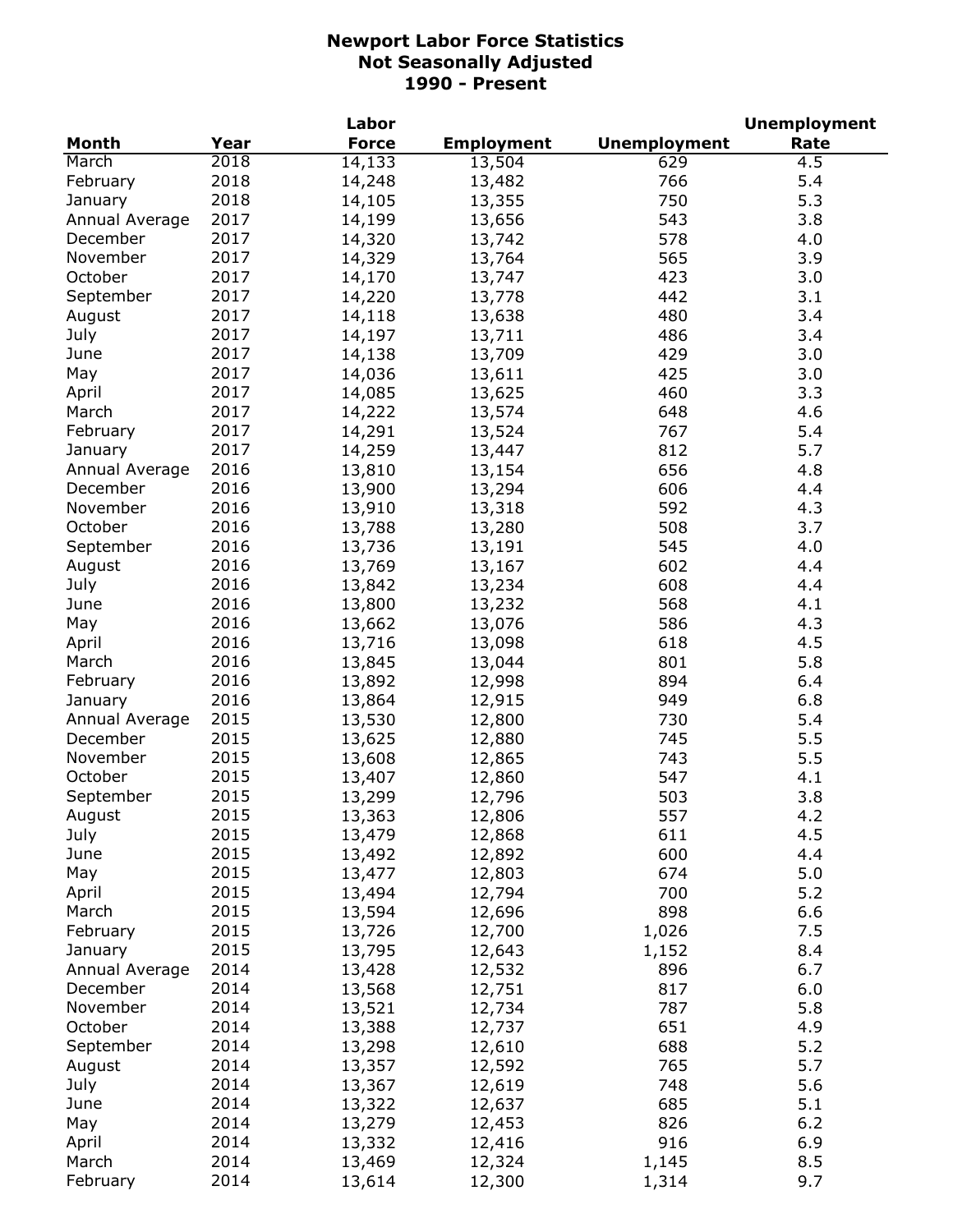# Newport Labor Force Statistics
## Not Seasonally Adjusted
## 1990 - Present

| Month | Year | Labor Force | Employment | Unemployment | Unemployment Rate |
|---|---|---|---|---|---|
| March | 2018 | 14,133 | 13,504 | 629 | 4.5 |
| February | 2018 | 14,248 | 13,482 | 766 | 5.4 |
| January | 2018 | 14,105 | 13,355 | 750 | 5.3 |
| Annual Average | 2017 | 14,199 | 13,656 | 543 | 3.8 |
| December | 2017 | 14,320 | 13,742 | 578 | 4.0 |
| November | 2017 | 14,329 | 13,764 | 565 | 3.9 |
| October | 2017 | 14,170 | 13,747 | 423 | 3.0 |
| September | 2017 | 14,220 | 13,778 | 442 | 3.1 |
| August | 2017 | 14,118 | 13,638 | 480 | 3.4 |
| July | 2017 | 14,197 | 13,711 | 486 | 3.4 |
| June | 2017 | 14,138 | 13,709 | 429 | 3.0 |
| May | 2017 | 14,036 | 13,611 | 425 | 3.0 |
| April | 2017 | 14,085 | 13,625 | 460 | 3.3 |
| March | 2017 | 14,222 | 13,574 | 648 | 4.6 |
| February | 2017 | 14,291 | 13,524 | 767 | 5.4 |
| January | 2017 | 14,259 | 13,447 | 812 | 5.7 |
| Annual Average | 2016 | 13,810 | 13,154 | 656 | 4.8 |
| December | 2016 | 13,900 | 13,294 | 606 | 4.4 |
| November | 2016 | 13,910 | 13,318 | 592 | 4.3 |
| October | 2016 | 13,788 | 13,280 | 508 | 3.7 |
| September | 2016 | 13,736 | 13,191 | 545 | 4.0 |
| August | 2016 | 13,769 | 13,167 | 602 | 4.4 |
| July | 2016 | 13,842 | 13,234 | 608 | 4.4 |
| June | 2016 | 13,800 | 13,232 | 568 | 4.1 |
| May | 2016 | 13,662 | 13,076 | 586 | 4.3 |
| April | 2016 | 13,716 | 13,098 | 618 | 4.5 |
| March | 2016 | 13,845 | 13,044 | 801 | 5.8 |
| February | 2016 | 13,892 | 12,998 | 894 | 6.4 |
| January | 2016 | 13,864 | 12,915 | 949 | 6.8 |
| Annual Average | 2015 | 13,530 | 12,800 | 730 | 5.4 |
| December | 2015 | 13,625 | 12,880 | 745 | 5.5 |
| November | 2015 | 13,608 | 12,865 | 743 | 5.5 |
| October | 2015 | 13,407 | 12,860 | 547 | 4.1 |
| September | 2015 | 13,299 | 12,796 | 503 | 3.8 |
| August | 2015 | 13,363 | 12,806 | 557 | 4.2 |
| July | 2015 | 13,479 | 12,868 | 611 | 4.5 |
| June | 2015 | 13,492 | 12,892 | 600 | 4.4 |
| May | 2015 | 13,477 | 12,803 | 674 | 5.0 |
| April | 2015 | 13,494 | 12,794 | 700 | 5.2 |
| March | 2015 | 13,594 | 12,696 | 898 | 6.6 |
| February | 2015 | 13,726 | 12,700 | 1,026 | 7.5 |
| January | 2015 | 13,795 | 12,643 | 1,152 | 8.4 |
| Annual Average | 2014 | 13,428 | 12,532 | 896 | 6.7 |
| December | 2014 | 13,568 | 12,751 | 817 | 6.0 |
| November | 2014 | 13,521 | 12,734 | 787 | 5.8 |
| October | 2014 | 13,388 | 12,737 | 651 | 4.9 |
| September | 2014 | 13,298 | 12,610 | 688 | 5.2 |
| August | 2014 | 13,357 | 12,592 | 765 | 5.7 |
| July | 2014 | 13,367 | 12,619 | 748 | 5.6 |
| June | 2014 | 13,322 | 12,637 | 685 | 5.1 |
| May | 2014 | 13,279 | 12,453 | 826 | 6.2 |
| April | 2014 | 13,332 | 12,416 | 916 | 6.9 |
| March | 2014 | 13,469 | 12,324 | 1,145 | 8.5 |
| February | 2014 | 13,614 | 12,300 | 1,314 | 9.7 |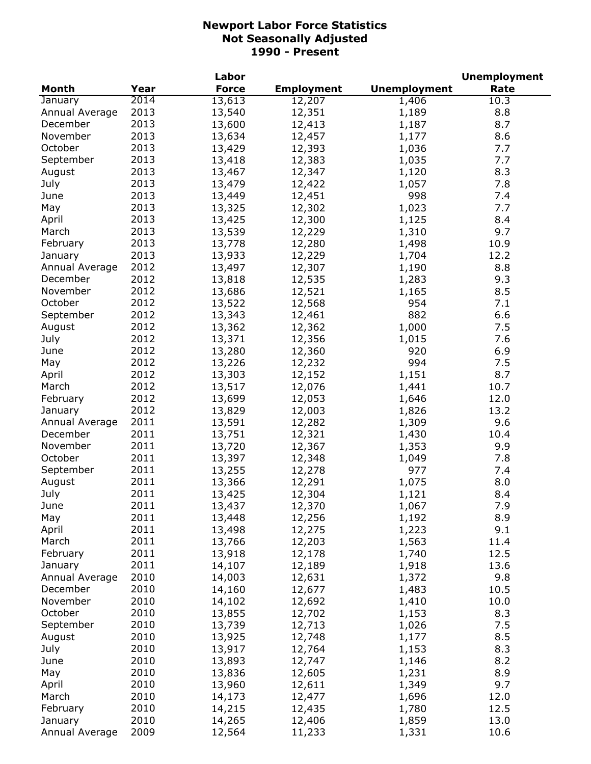# Newport Labor Force Statistics
## Not Seasonally Adjusted
## 1990 - Present

| Month | Year | Labor Force | Employment | Unemployment | Unemployment Rate |
|---|---|---|---|---|---|
| January | 2014 | 13,613 | 12,207 | 1,406 | 10.3 |
| Annual Average | 2013 | 13,540 | 12,351 | 1,189 | 8.8 |
| December | 2013 | 13,600 | 12,413 | 1,187 | 8.7 |
| November | 2013 | 13,634 | 12,457 | 1,177 | 8.6 |
| October | 2013 | 13,429 | 12,393 | 1,036 | 7.7 |
| September | 2013 | 13,418 | 12,383 | 1,035 | 7.7 |
| August | 2013 | 13,467 | 12,347 | 1,120 | 8.3 |
| July | 2013 | 13,479 | 12,422 | 1,057 | 7.8 |
| June | 2013 | 13,449 | 12,451 | 998 | 7.4 |
| May | 2013 | 13,325 | 12,302 | 1,023 | 7.7 |
| April | 2013 | 13,425 | 12,300 | 1,125 | 8.4 |
| March | 2013 | 13,539 | 12,229 | 1,310 | 9.7 |
| February | 2013 | 13,778 | 12,280 | 1,498 | 10.9 |
| January | 2013 | 13,933 | 12,229 | 1,704 | 12.2 |
| Annual Average | 2012 | 13,497 | 12,307 | 1,190 | 8.8 |
| December | 2012 | 13,818 | 12,535 | 1,283 | 9.3 |
| November | 2012 | 13,686 | 12,521 | 1,165 | 8.5 |
| October | 2012 | 13,522 | 12,568 | 954 | 7.1 |
| September | 2012 | 13,343 | 12,461 | 882 | 6.6 |
| August | 2012 | 13,362 | 12,362 | 1,000 | 7.5 |
| July | 2012 | 13,371 | 12,356 | 1,015 | 7.6 |
| June | 2012 | 13,280 | 12,360 | 920 | 6.9 |
| May | 2012 | 13,226 | 12,232 | 994 | 7.5 |
| April | 2012 | 13,303 | 12,152 | 1,151 | 8.7 |
| March | 2012 | 13,517 | 12,076 | 1,441 | 10.7 |
| February | 2012 | 13,699 | 12,053 | 1,646 | 12.0 |
| January | 2012 | 13,829 | 12,003 | 1,826 | 13.2 |
| Annual Average | 2011 | 13,591 | 12,282 | 1,309 | 9.6 |
| December | 2011 | 13,751 | 12,321 | 1,430 | 10.4 |
| November | 2011 | 13,720 | 12,367 | 1,353 | 9.9 |
| October | 2011 | 13,397 | 12,348 | 1,049 | 7.8 |
| September | 2011 | 13,255 | 12,278 | 977 | 7.4 |
| August | 2011 | 13,366 | 12,291 | 1,075 | 8.0 |
| July | 2011 | 13,425 | 12,304 | 1,121 | 8.4 |
| June | 2011 | 13,437 | 12,370 | 1,067 | 7.9 |
| May | 2011 | 13,448 | 12,256 | 1,192 | 8.9 |
| April | 2011 | 13,498 | 12,275 | 1,223 | 9.1 |
| March | 2011 | 13,766 | 12,203 | 1,563 | 11.4 |
| February | 2011 | 13,918 | 12,178 | 1,740 | 12.5 |
| January | 2011 | 14,107 | 12,189 | 1,918 | 13.6 |
| Annual Average | 2010 | 14,003 | 12,631 | 1,372 | 9.8 |
| December | 2010 | 14,160 | 12,677 | 1,483 | 10.5 |
| November | 2010 | 14,102 | 12,692 | 1,410 | 10.0 |
| October | 2010 | 13,855 | 12,702 | 1,153 | 8.3 |
| September | 2010 | 13,739 | 12,713 | 1,026 | 7.5 |
| August | 2010 | 13,925 | 12,748 | 1,177 | 8.5 |
| July | 2010 | 13,917 | 12,764 | 1,153 | 8.3 |
| June | 2010 | 13,893 | 12,747 | 1,146 | 8.2 |
| May | 2010 | 13,836 | 12,605 | 1,231 | 8.9 |
| April | 2010 | 13,960 | 12,611 | 1,349 | 9.7 |
| March | 2010 | 14,173 | 12,477 | 1,696 | 12.0 |
| February | 2010 | 14,215 | 12,435 | 1,780 | 12.5 |
| January | 2010 | 14,265 | 12,406 | 1,859 | 13.0 |
| Annual Average | 2009 | 12,564 | 11,233 | 1,331 | 10.6 |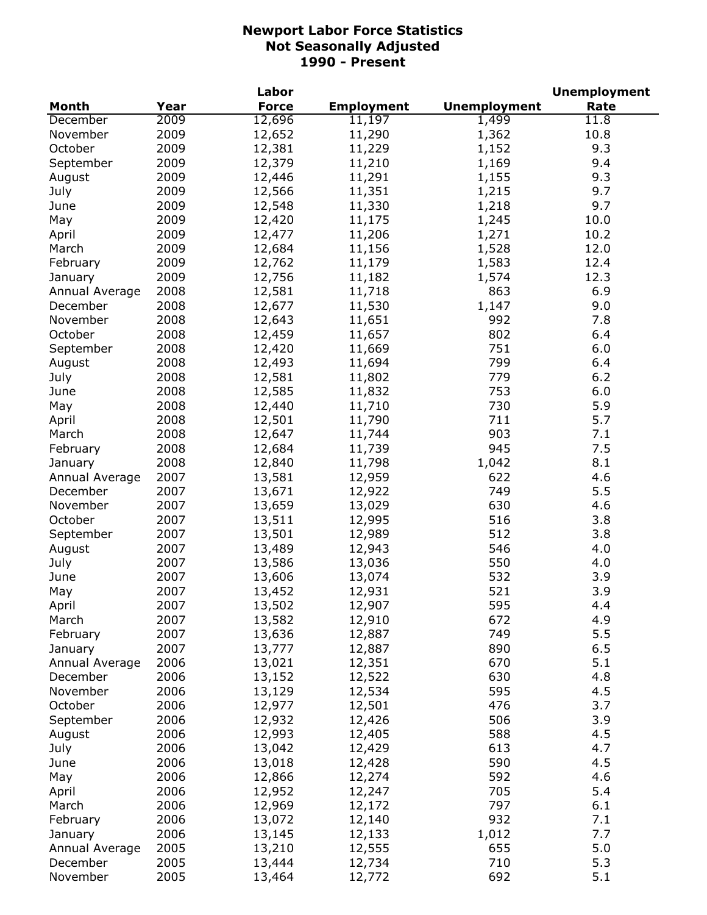# Newport Labor Force Statistics
## Not Seasonally Adjusted
## 1990 - Present

| Month | Year | Labor Force | Employment | Unemployment | Unemployment Rate |
|---|---|---|---|---|---|
| December | 2009 | 12,696 | 11,197 | 1,499 | 11.8 |
| November | 2009 | 12,652 | 11,290 | 1,362 | 10.8 |
| October | 2009 | 12,381 | 11,229 | 1,152 | 9.3 |
| September | 2009 | 12,379 | 11,210 | 1,169 | 9.4 |
| August | 2009 | 12,446 | 11,291 | 1,155 | 9.3 |
| July | 2009 | 12,566 | 11,351 | 1,215 | 9.7 |
| June | 2009 | 12,548 | 11,330 | 1,218 | 9.7 |
| May | 2009 | 12,420 | 11,175 | 1,245 | 10.0 |
| April | 2009 | 12,477 | 11,206 | 1,271 | 10.2 |
| March | 2009 | 12,684 | 11,156 | 1,528 | 12.0 |
| February | 2009 | 12,762 | 11,179 | 1,583 | 12.4 |
| January | 2009 | 12,756 | 11,182 | 1,574 | 12.3 |
| Annual Average | 2008 | 12,581 | 11,718 | 863 | 6.9 |
| December | 2008 | 12,677 | 11,530 | 1,147 | 9.0 |
| November | 2008 | 12,643 | 11,651 | 992 | 7.8 |
| October | 2008 | 12,459 | 11,657 | 802 | 6.4 |
| September | 2008 | 12,420 | 11,669 | 751 | 6.0 |
| August | 2008 | 12,493 | 11,694 | 799 | 6.4 |
| July | 2008 | 12,581 | 11,802 | 779 | 6.2 |
| June | 2008 | 12,585 | 11,832 | 753 | 6.0 |
| May | 2008 | 12,440 | 11,710 | 730 | 5.9 |
| April | 2008 | 12,501 | 11,790 | 711 | 5.7 |
| March | 2008 | 12,647 | 11,744 | 903 | 7.1 |
| February | 2008 | 12,684 | 11,739 | 945 | 7.5 |
| January | 2008 | 12,840 | 11,798 | 1,042 | 8.1 |
| Annual Average | 2007 | 13,581 | 12,959 | 622 | 4.6 |
| December | 2007 | 13,671 | 12,922 | 749 | 5.5 |
| November | 2007 | 13,659 | 13,029 | 630 | 4.6 |
| October | 2007 | 13,511 | 12,995 | 516 | 3.8 |
| September | 2007 | 13,501 | 12,989 | 512 | 3.8 |
| August | 2007 | 13,489 | 12,943 | 546 | 4.0 |
| July | 2007 | 13,586 | 13,036 | 550 | 4.0 |
| June | 2007 | 13,606 | 13,074 | 532 | 3.9 |
| May | 2007 | 13,452 | 12,931 | 521 | 3.9 |
| April | 2007 | 13,502 | 12,907 | 595 | 4.4 |
| March | 2007 | 13,582 | 12,910 | 672 | 4.9 |
| February | 2007 | 13,636 | 12,887 | 749 | 5.5 |
| January | 2007 | 13,777 | 12,887 | 890 | 6.5 |
| Annual Average | 2006 | 13,021 | 12,351 | 670 | 5.1 |
| December | 2006 | 13,152 | 12,522 | 630 | 4.8 |
| November | 2006 | 13,129 | 12,534 | 595 | 4.5 |
| October | 2006 | 12,977 | 12,501 | 476 | 3.7 |
| September | 2006 | 12,932 | 12,426 | 506 | 3.9 |
| August | 2006 | 12,993 | 12,405 | 588 | 4.5 |
| July | 2006 | 13,042 | 12,429 | 613 | 4.7 |
| June | 2006 | 13,018 | 12,428 | 590 | 4.5 |
| May | 2006 | 12,866 | 12,274 | 592 | 4.6 |
| April | 2006 | 12,952 | 12,247 | 705 | 5.4 |
| March | 2006 | 12,969 | 12,172 | 797 | 6.1 |
| February | 2006 | 13,072 | 12,140 | 932 | 7.1 |
| January | 2006 | 13,145 | 12,133 | 1,012 | 7.7 |
| Annual Average | 2005 | 13,210 | 12,555 | 655 | 5.0 |
| December | 2005 | 13,444 | 12,734 | 710 | 5.3 |
| November | 2005 | 13,464 | 12,772 | 692 | 5.1 |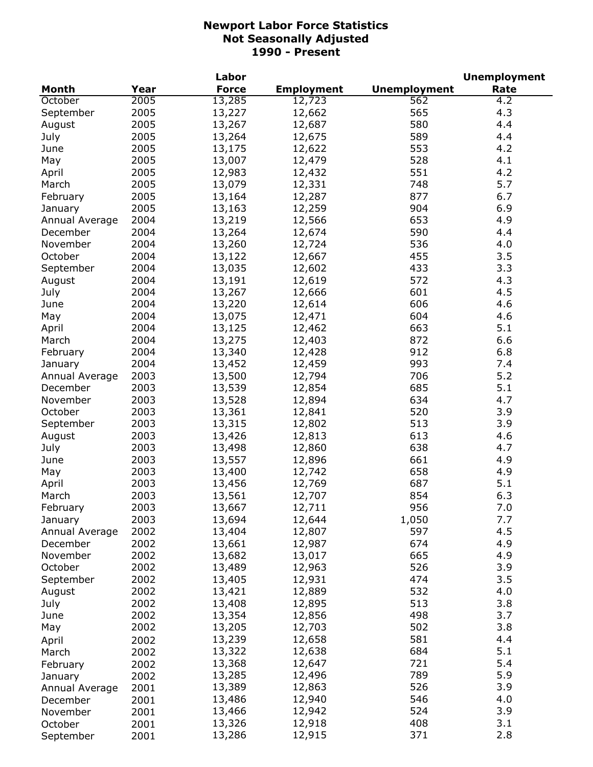# Newport Labor Force Statistics
## Not Seasonally Adjusted
## 1990 - Present

| Month | Year | Labor Force | Employment | Unemployment | Unemployment Rate |
|---|---|---|---|---|---|
| October | 2005 | 13,285 | 12,723 | 562 | 4.2 |
| September | 2005 | 13,227 | 12,662 | 565 | 4.3 |
| August | 2005 | 13,267 | 12,687 | 580 | 4.4 |
| July | 2005 | 13,264 | 12,675 | 589 | 4.4 |
| June | 2005 | 13,175 | 12,622 | 553 | 4.2 |
| May | 2005 | 13,007 | 12,479 | 528 | 4.1 |
| April | 2005 | 12,983 | 12,432 | 551 | 4.2 |
| March | 2005 | 13,079 | 12,331 | 748 | 5.7 |
| February | 2005 | 13,164 | 12,287 | 877 | 6.7 |
| January | 2005 | 13,163 | 12,259 | 904 | 6.9 |
| Annual Average | 2004 | 13,219 | 12,566 | 653 | 4.9 |
| December | 2004 | 13,264 | 12,674 | 590 | 4.4 |
| November | 2004 | 13,260 | 12,724 | 536 | 4.0 |
| October | 2004 | 13,122 | 12,667 | 455 | 3.5 |
| September | 2004 | 13,035 | 12,602 | 433 | 3.3 |
| August | 2004 | 13,191 | 12,619 | 572 | 4.3 |
| July | 2004 | 13,267 | 12,666 | 601 | 4.5 |
| June | 2004 | 13,220 | 12,614 | 606 | 4.6 |
| May | 2004 | 13,075 | 12,471 | 604 | 4.6 |
| April | 2004 | 13,125 | 12,462 | 663 | 5.1 |
| March | 2004 | 13,275 | 12,403 | 872 | 6.6 |
| February | 2004 | 13,340 | 12,428 | 912 | 6.8 |
| January | 2004 | 13,452 | 12,459 | 993 | 7.4 |
| Annual Average | 2003 | 13,500 | 12,794 | 706 | 5.2 |
| December | 2003 | 13,539 | 12,854 | 685 | 5.1 |
| November | 2003 | 13,528 | 12,894 | 634 | 4.7 |
| October | 2003 | 13,361 | 12,841 | 520 | 3.9 |
| September | 2003 | 13,315 | 12,802 | 513 | 3.9 |
| August | 2003 | 13,426 | 12,813 | 613 | 4.6 |
| July | 2003 | 13,498 | 12,860 | 638 | 4.7 |
| June | 2003 | 13,557 | 12,896 | 661 | 4.9 |
| May | 2003 | 13,400 | 12,742 | 658 | 4.9 |
| April | 2003 | 13,456 | 12,769 | 687 | 5.1 |
| March | 2003 | 13,561 | 12,707 | 854 | 6.3 |
| February | 2003 | 13,667 | 12,711 | 956 | 7.0 |
| January | 2003 | 13,694 | 12,644 | 1,050 | 7.7 |
| Annual Average | 2002 | 13,404 | 12,807 | 597 | 4.5 |
| December | 2002 | 13,661 | 12,987 | 674 | 4.9 |
| November | 2002 | 13,682 | 13,017 | 665 | 4.9 |
| October | 2002 | 13,489 | 12,963 | 526 | 3.9 |
| September | 2002 | 13,405 | 12,931 | 474 | 3.5 |
| August | 2002 | 13,421 | 12,889 | 532 | 4.0 |
| July | 2002 | 13,408 | 12,895 | 513 | 3.8 |
| June | 2002 | 13,354 | 12,856 | 498 | 3.7 |
| May | 2002 | 13,205 | 12,703 | 502 | 3.8 |
| April | 2002 | 13,239 | 12,658 | 581 | 4.4 |
| March | 2002 | 13,322 | 12,638 | 684 | 5.1 |
| February | 2002 | 13,368 | 12,647 | 721 | 5.4 |
| January | 2002 | 13,285 | 12,496 | 789 | 5.9 |
| Annual Average | 2001 | 13,389 | 12,863 | 526 | 3.9 |
| December | 2001 | 13,486 | 12,940 | 546 | 4.0 |
| November | 2001 | 13,466 | 12,942 | 524 | 3.9 |
| October | 2001 | 13,326 | 12,918 | 408 | 3.1 |
| September | 2001 | 13,286 | 12,915 | 371 | 2.8 |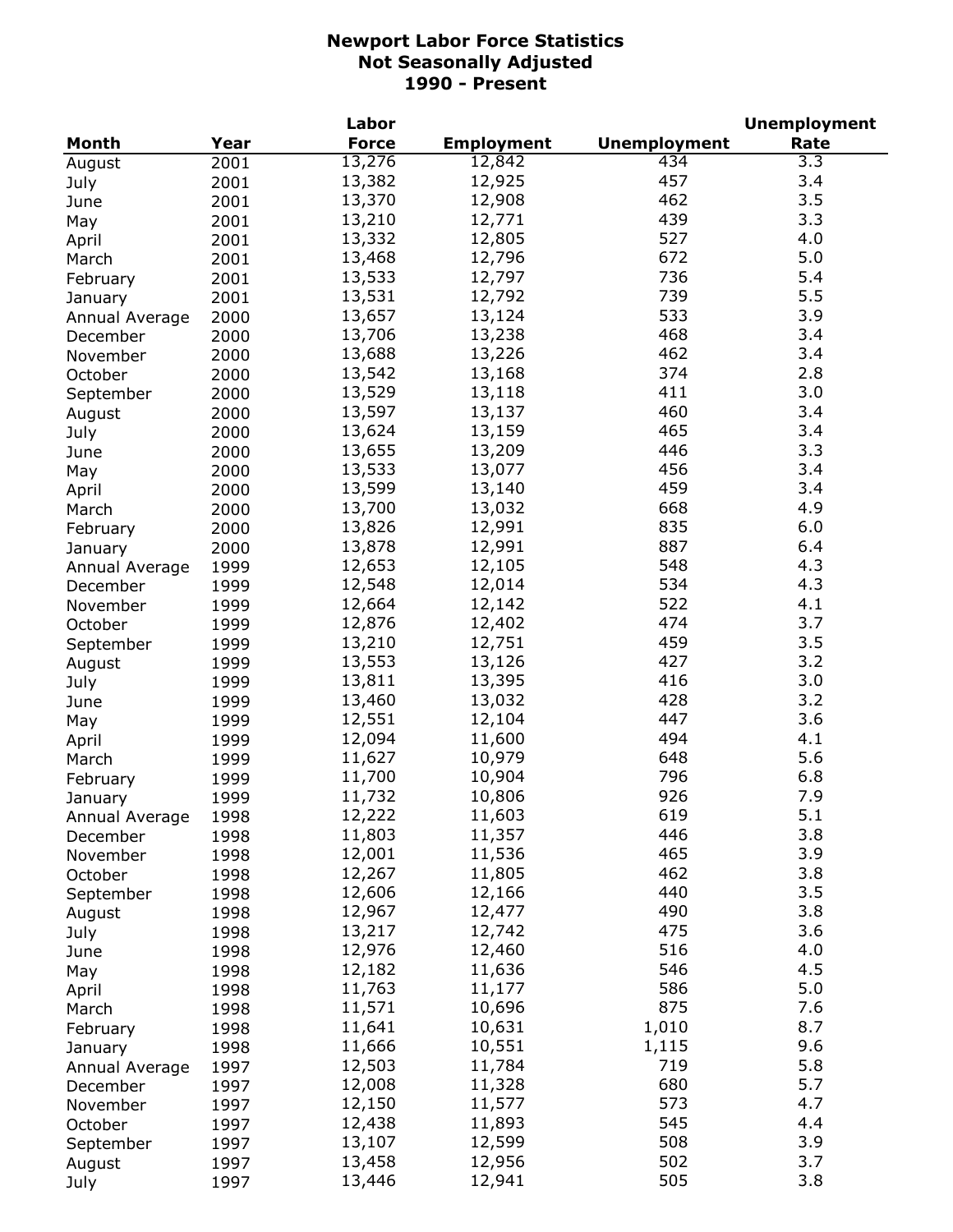**Newport Labor Force Statistics**
**Not Seasonally Adjusted**
**1990 - Present**

| Month | Year | Labor Force | Employment | Unemployment | Unemployment Rate |
|---|---|---|---|---|---|
| August | 2001 | 13,276 | 12,842 | 434 | 3.3 |
| July | 2001 | 13,382 | 12,925 | 457 | 3.4 |
| June | 2001 | 13,370 | 12,908 | 462 | 3.5 |
| May | 2001 | 13,210 | 12,771 | 439 | 3.3 |
| April | 2001 | 13,332 | 12,805 | 527 | 4.0 |
| March | 2001 | 13,468 | 12,796 | 672 | 5.0 |
| February | 2001 | 13,533 | 12,797 | 736 | 5.4 |
| January | 2001 | 13,531 | 12,792 | 739 | 5.5 |
| Annual Average | 2000 | 13,657 | 13,124 | 533 | 3.9 |
| December | 2000 | 13,706 | 13,238 | 468 | 3.4 |
| November | 2000 | 13,688 | 13,226 | 462 | 3.4 |
| October | 2000 | 13,542 | 13,168 | 374 | 2.8 |
| September | 2000 | 13,529 | 13,118 | 411 | 3.0 |
| August | 2000 | 13,597 | 13,137 | 460 | 3.4 |
| July | 2000 | 13,624 | 13,159 | 465 | 3.4 |
| June | 2000 | 13,655 | 13,209 | 446 | 3.3 |
| May | 2000 | 13,533 | 13,077 | 456 | 3.4 |
| April | 2000 | 13,599 | 13,140 | 459 | 3.4 |
| March | 2000 | 13,700 | 13,032 | 668 | 4.9 |
| February | 2000 | 13,826 | 12,991 | 835 | 6.0 |
| January | 2000 | 13,878 | 12,991 | 887 | 6.4 |
| Annual Average | 1999 | 12,653 | 12,105 | 548 | 4.3 |
| December | 1999 | 12,548 | 12,014 | 534 | 4.3 |
| November | 1999 | 12,664 | 12,142 | 522 | 4.1 |
| October | 1999 | 12,876 | 12,402 | 474 | 3.7 |
| September | 1999 | 13,210 | 12,751 | 459 | 3.5 |
| August | 1999 | 13,553 | 13,126 | 427 | 3.2 |
| July | 1999 | 13,811 | 13,395 | 416 | 3.0 |
| June | 1999 | 13,460 | 13,032 | 428 | 3.2 |
| May | 1999 | 12,551 | 12,104 | 447 | 3.6 |
| April | 1999 | 12,094 | 11,600 | 494 | 4.1 |
| March | 1999 | 11,627 | 10,979 | 648 | 5.6 |
| February | 1999 | 11,700 | 10,904 | 796 | 6.8 |
| January | 1999 | 11,732 | 10,806 | 926 | 7.9 |
| Annual Average | 1998 | 12,222 | 11,603 | 619 | 5.1 |
| December | 1998 | 11,803 | 11,357 | 446 | 3.8 |
| November | 1998 | 12,001 | 11,536 | 465 | 3.9 |
| October | 1998 | 12,267 | 11,805 | 462 | 3.8 |
| September | 1998 | 12,606 | 12,166 | 440 | 3.5 |
| August | 1998 | 12,967 | 12,477 | 490 | 3.8 |
| July | 1998 | 13,217 | 12,742 | 475 | 3.6 |
| June | 1998 | 12,976 | 12,460 | 516 | 4.0 |
| May | 1998 | 12,182 | 11,636 | 546 | 4.5 |
| April | 1998 | 11,763 | 11,177 | 586 | 5.0 |
| March | 1998 | 11,571 | 10,696 | 875 | 7.6 |
| February | 1998 | 11,641 | 10,631 | 1,010 | 8.7 |
| January | 1998 | 11,666 | 10,551 | 1,115 | 9.6 |
| Annual Average | 1997 | 12,503 | 11,784 | 719 | 5.8 |
| December | 1997 | 12,008 | 11,328 | 680 | 5.7 |
| November | 1997 | 12,150 | 11,577 | 573 | 4.7 |
| October | 1997 | 12,438 | 11,893 | 545 | 4.4 |
| September | 1997 | 13,107 | 12,599 | 508 | 3.9 |
| August | 1997 | 13,458 | 12,956 | 502 | 3.7 |
| July | 1997 | 13,446 | 12,941 | 505 | 3.8 |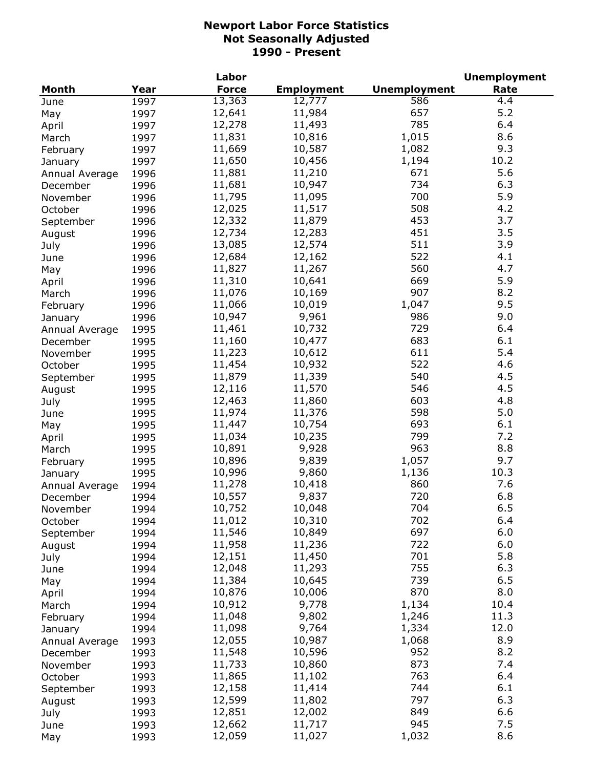# Newport Labor Force Statistics
## Not Seasonally Adjusted
## 1990 - Present

| Month | Year | Labor Force | Employment | Unemployment | Unemployment Rate |
|---|---|---|---|---|---|
| June | 1997 | 13,363 | 12,777 | 586 | 4.4 |
| May | 1997 | 12,641 | 11,984 | 657 | 5.2 |
| April | 1997 | 12,278 | 11,493 | 785 | 6.4 |
| March | 1997 | 11,831 | 10,816 | 1,015 | 8.6 |
| February | 1997 | 11,669 | 10,587 | 1,082 | 9.3 |
| January | 1997 | 11,650 | 10,456 | 1,194 | 10.2 |
| Annual Average | 1996 | 11,881 | 11,210 | 671 | 5.6 |
| December | 1996 | 11,681 | 10,947 | 734 | 6.3 |
| November | 1996 | 11,795 | 11,095 | 700 | 5.9 |
| October | 1996 | 12,025 | 11,517 | 508 | 4.2 |
| September | 1996 | 12,332 | 11,879 | 453 | 3.7 |
| August | 1996 | 12,734 | 12,283 | 451 | 3.5 |
| July | 1996 | 13,085 | 12,574 | 511 | 3.9 |
| June | 1996 | 12,684 | 12,162 | 522 | 4.1 |
| May | 1996 | 11,827 | 11,267 | 560 | 4.7 |
| April | 1996 | 11,310 | 10,641 | 669 | 5.9 |
| March | 1996 | 11,076 | 10,169 | 907 | 8.2 |
| February | 1996 | 11,066 | 10,019 | 1,047 | 9.5 |
| January | 1996 | 10,947 | 9,961 | 986 | 9.0 |
| Annual Average | 1995 | 11,461 | 10,732 | 729 | 6.4 |
| December | 1995 | 11,160 | 10,477 | 683 | 6.1 |
| November | 1995 | 11,223 | 10,612 | 611 | 5.4 |
| October | 1995 | 11,454 | 10,932 | 522 | 4.6 |
| September | 1995 | 11,879 | 11,339 | 540 | 4.5 |
| August | 1995 | 12,116 | 11,570 | 546 | 4.5 |
| July | 1995 | 12,463 | 11,860 | 603 | 4.8 |
| June | 1995 | 11,974 | 11,376 | 598 | 5.0 |
| May | 1995 | 11,447 | 10,754 | 693 | 6.1 |
| April | 1995 | 11,034 | 10,235 | 799 | 7.2 |
| March | 1995 | 10,891 | 9,928 | 963 | 8.8 |
| February | 1995 | 10,896 | 9,839 | 1,057 | 9.7 |
| January | 1995 | 10,996 | 9,860 | 1,136 | 10.3 |
| Annual Average | 1994 | 11,278 | 10,418 | 860 | 7.6 |
| December | 1994 | 10,557 | 9,837 | 720 | 6.8 |
| November | 1994 | 10,752 | 10,048 | 704 | 6.5 |
| October | 1994 | 11,012 | 10,310 | 702 | 6.4 |
| September | 1994 | 11,546 | 10,849 | 697 | 6.0 |
| August | 1994 | 11,958 | 11,236 | 722 | 6.0 |
| July | 1994 | 12,151 | 11,450 | 701 | 5.8 |
| June | 1994 | 12,048 | 11,293 | 755 | 6.3 |
| May | 1994 | 11,384 | 10,645 | 739 | 6.5 |
| April | 1994 | 10,876 | 10,006 | 870 | 8.0 |
| March | 1994 | 10,912 | 9,778 | 1,134 | 10.4 |
| February | 1994 | 11,048 | 9,802 | 1,246 | 11.3 |
| January | 1994 | 11,098 | 9,764 | 1,334 | 12.0 |
| Annual Average | 1993 | 12,055 | 10,987 | 1,068 | 8.9 |
| December | 1993 | 11,548 | 10,596 | 952 | 8.2 |
| November | 1993 | 11,733 | 10,860 | 873 | 7.4 |
| October | 1993 | 11,865 | 11,102 | 763 | 6.4 |
| September | 1993 | 12,158 | 11,414 | 744 | 6.1 |
| August | 1993 | 12,599 | 11,802 | 797 | 6.3 |
| July | 1993 | 12,851 | 12,002 | 849 | 6.6 |
| June | 1993 | 12,662 | 11,717 | 945 | 7.5 |
| May | 1993 | 12,059 | 11,027 | 1,032 | 8.6 |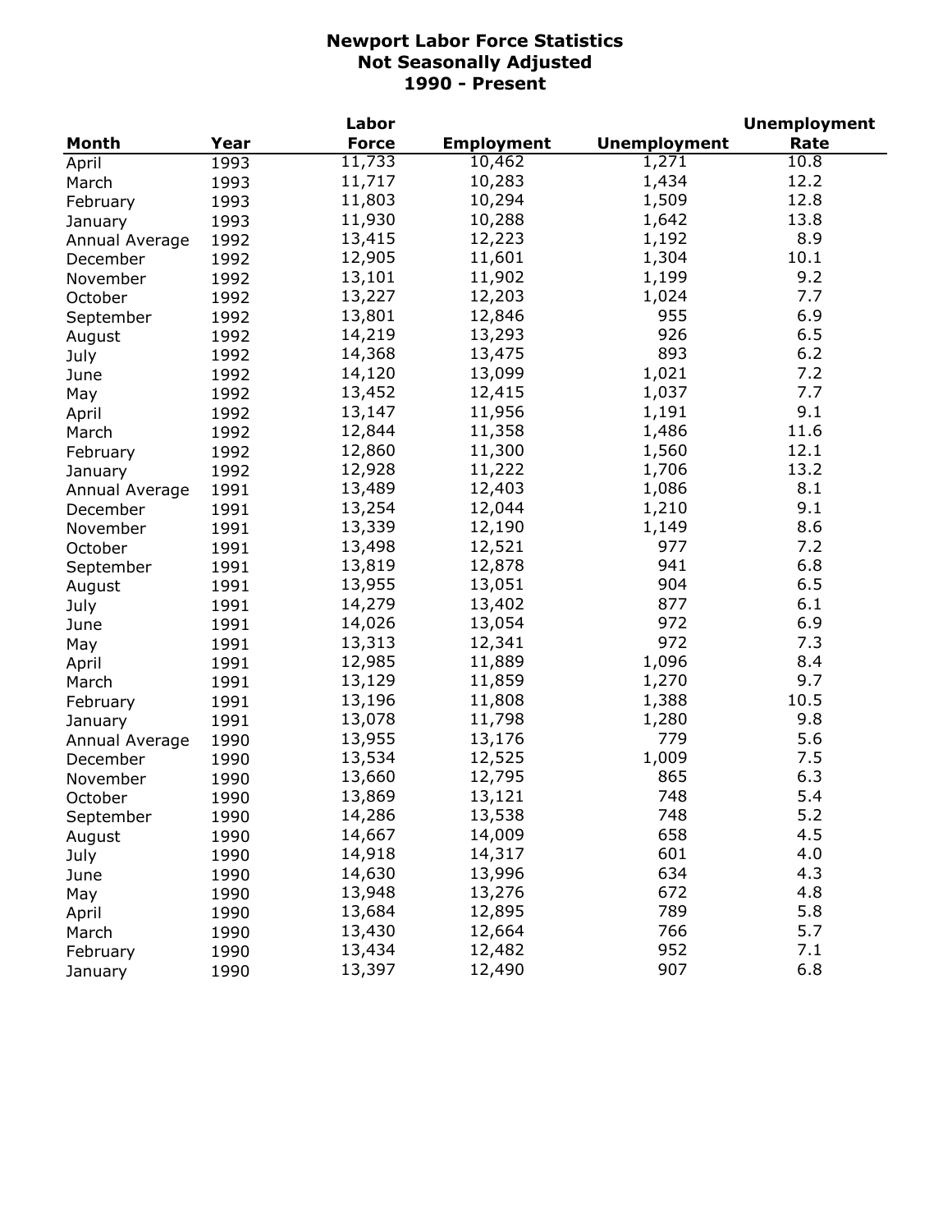# Newport Labor Force Statistics
## Not Seasonally Adjusted
## 1990 - Present

| Month | Year | Labor Force | Employment | Unemployment | Unemployment Rate |
|---|---|---|---|---|---|
| April | 1993 | 11,733 | 10,462 | 1,271 | 10.8 |
| March | 1993 | 11,717 | 10,283 | 1,434 | 12.2 |
| February | 1993 | 11,803 | 10,294 | 1,509 | 12.8 |
| January | 1993 | 11,930 | 10,288 | 1,642 | 13.8 |
| Annual Average | 1992 | 13,415 | 12,223 | 1,192 | 8.9 |
| December | 1992 | 12,905 | 11,601 | 1,304 | 10.1 |
| November | 1992 | 13,101 | 11,902 | 1,199 | 9.2 |
| October | 1992 | 13,227 | 12,203 | 1,024 | 7.7 |
| September | 1992 | 13,801 | 12,846 | 955 | 6.9 |
| August | 1992 | 14,219 | 13,293 | 926 | 6.5 |
| July | 1992 | 14,368 | 13,475 | 893 | 6.2 |
| June | 1992 | 14,120 | 13,099 | 1,021 | 7.2 |
| May | 1992 | 13,452 | 12,415 | 1,037 | 7.7 |
| April | 1992 | 13,147 | 11,956 | 1,191 | 9.1 |
| March | 1992 | 12,844 | 11,358 | 1,486 | 11.6 |
| February | 1992 | 12,860 | 11,300 | 1,560 | 12.1 |
| January | 1992 | 12,928 | 11,222 | 1,706 | 13.2 |
| Annual Average | 1991 | 13,489 | 12,403 | 1,086 | 8.1 |
| December | 1991 | 13,254 | 12,044 | 1,210 | 9.1 |
| November | 1991 | 13,339 | 12,190 | 1,149 | 8.6 |
| October | 1991 | 13,498 | 12,521 | 977 | 7.2 |
| September | 1991 | 13,819 | 12,878 | 941 | 6.8 |
| August | 1991 | 13,955 | 13,051 | 904 | 6.5 |
| July | 1991 | 14,279 | 13,402 | 877 | 6.1 |
| June | 1991 | 14,026 | 13,054 | 972 | 6.9 |
| May | 1991 | 13,313 | 12,341 | 972 | 7.3 |
| April | 1991 | 12,985 | 11,889 | 1,096 | 8.4 |
| March | 1991 | 13,129 | 11,859 | 1,270 | 9.7 |
| February | 1991 | 13,196 | 11,808 | 1,388 | 10.5 |
| January | 1991 | 13,078 | 11,798 | 1,280 | 9.8 |
| Annual Average | 1990 | 13,955 | 13,176 | 779 | 5.6 |
| December | 1990 | 13,534 | 12,525 | 1,009 | 7.5 |
| November | 1990 | 13,660 | 12,795 | 865 | 6.3 |
| October | 1990 | 13,869 | 13,121 | 748 | 5.4 |
| September | 1990 | 14,286 | 13,538 | 748 | 5.2 |
| August | 1990 | 14,667 | 14,009 | 658 | 4.5 |
| July | 1990 | 14,918 | 14,317 | 601 | 4.0 |
| June | 1990 | 14,630 | 13,996 | 634 | 4.3 |
| May | 1990 | 13,948 | 13,276 | 672 | 4.8 |
| April | 1990 | 13,684 | 12,895 | 789 | 5.8 |
| March | 1990 | 13,430 | 12,664 | 766 | 5.7 |
| February | 1990 | 13,434 | 12,482 | 952 | 7.1 |
| January | 1990 | 13,397 | 12,490 | 907 | 6.8 |